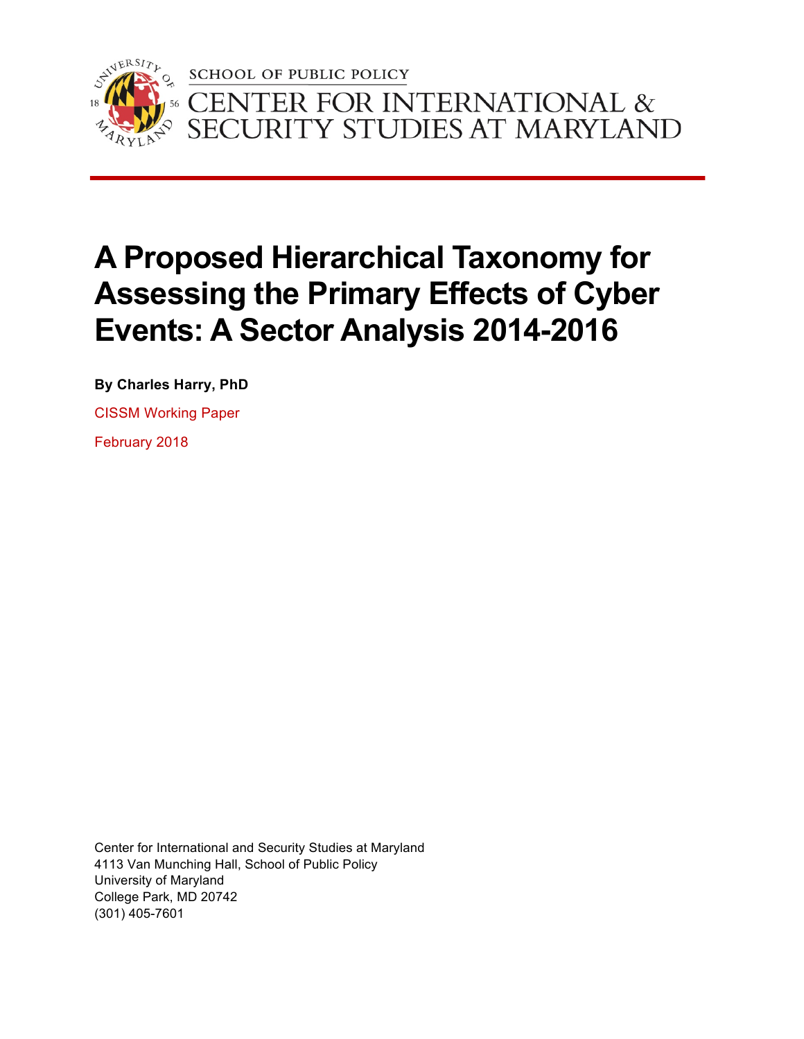SCHOOL OF PUBLIC POLICY

CENTER FOR INTERNATIONAL & SECURITY STUDIES AT MARYLAND

# A Proposed Hierarchical Taxonomy for Assessing the Primary Effects of Cyber Events: A Sector Analysis 2014-2016

**By Charles Harry, PhD**

CISSM Working Paper

February 2018

Center for International and Security Studies at Maryland
4113 Van Munching Hall, School of Public Policy
University of Maryland
College Park, MD 20742
(301) 405-7601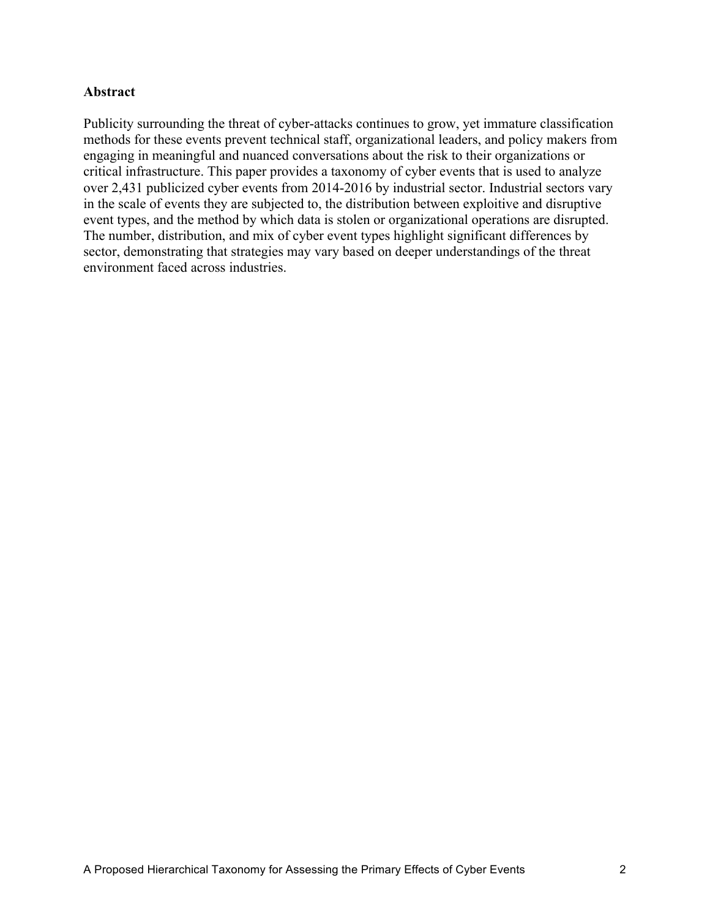## Abstract

Publicity surrounding the threat of cyber-attacks continues to grow, yet immature classification methods for these events prevent technical staff, organizational leaders, and policy makers from engaging in meaningful and nuanced conversations about the risk to their organizations or critical infrastructure. This paper provides a taxonomy of cyber events that is used to analyze over 2,431 publicized cyber events from 2014-2016 by industrial sector. Industrial sectors vary in the scale of events they are subjected to, the distribution between exploitive and disruptive event types, and the method by which data is stolen or organizational operations are disrupted. The number, distribution, and mix of cyber event types highlight significant differences by sector, demonstrating that strategies may vary based on deeper understandings of the threat environment faced across industries.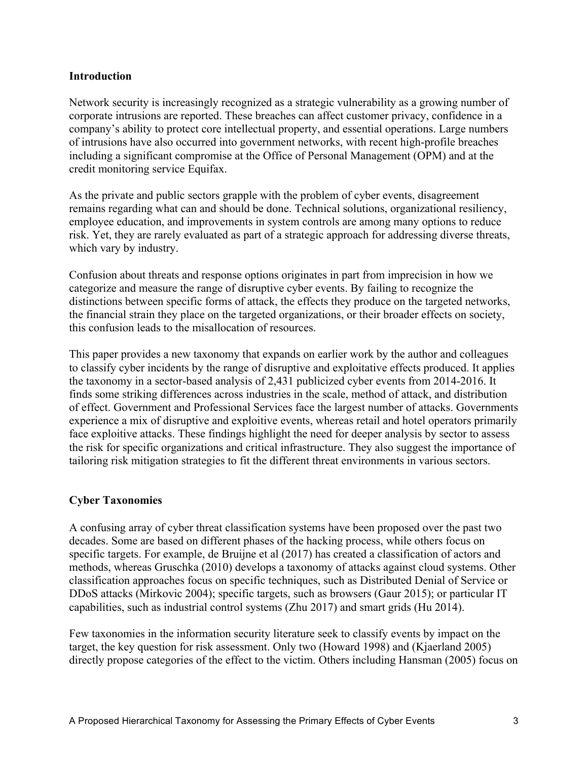## Introduction

Network security is increasingly recognized as a strategic vulnerability as a growing number of corporate intrusions are reported. These breaches can affect customer privacy, confidence in a company's ability to protect core intellectual property, and essential operations. Large numbers of intrusions have also occurred into government networks, with recent high-profile breaches including a significant compromise at the Office of Personal Management (OPM) and at the credit monitoring service Equifax.

As the private and public sectors grapple with the problem of cyber events, disagreement remains regarding what can and should be done. Technical solutions, organizational resiliency, employee education, and improvements in system controls are among many options to reduce risk. Yet, they are rarely evaluated as part of a strategic approach for addressing diverse threats, which vary by industry.

Confusion about threats and response options originates in part from imprecision in how we categorize and measure the range of disruptive cyber events. By failing to recognize the distinctions between specific forms of attack, the effects they produce on the targeted networks, the financial strain they place on the targeted organizations, or their broader effects on society, this confusion leads to the misallocation of resources.

This paper provides a new taxonomy that expands on earlier work by the author and colleagues to classify cyber incidents by the range of disruptive and exploitative effects produced. It applies the taxonomy in a sector-based analysis of 2,431 publicized cyber events from 2014-2016. It finds some striking differences across industries in the scale, method of attack, and distribution of effect. Government and Professional Services face the largest number of attacks. Governments experience a mix of disruptive and exploitive events, whereas retail and hotel operators primarily face exploitive attacks. These findings highlight the need for deeper analysis by sector to assess the risk for specific organizations and critical infrastructure. They also suggest the importance of tailoring risk mitigation strategies to fit the different threat environments in various sectors.

## Cyber Taxonomies

A confusing array of cyber threat classification systems have been proposed over the past two decades. Some are based on different phases of the hacking process, while others focus on specific targets. For example, de Bruijne et al (2017) has created a classification of actors and methods, whereas Gruschka (2010) develops a taxonomy of attacks against cloud systems. Other classification approaches focus on specific techniques, such as Distributed Denial of Service or DDoS attacks (Mirkovic 2004); specific targets, such as browsers (Gaur 2015); or particular IT capabilities, such as industrial control systems (Zhu 2017) and smart grids (Hu 2014).

Few taxonomies in the information security literature seek to classify events by impact on the target, the key question for risk assessment. Only two (Howard 1998) and (Kjaerland 2005) directly propose categories of the effect to the victim. Others including Hansman (2005) focus on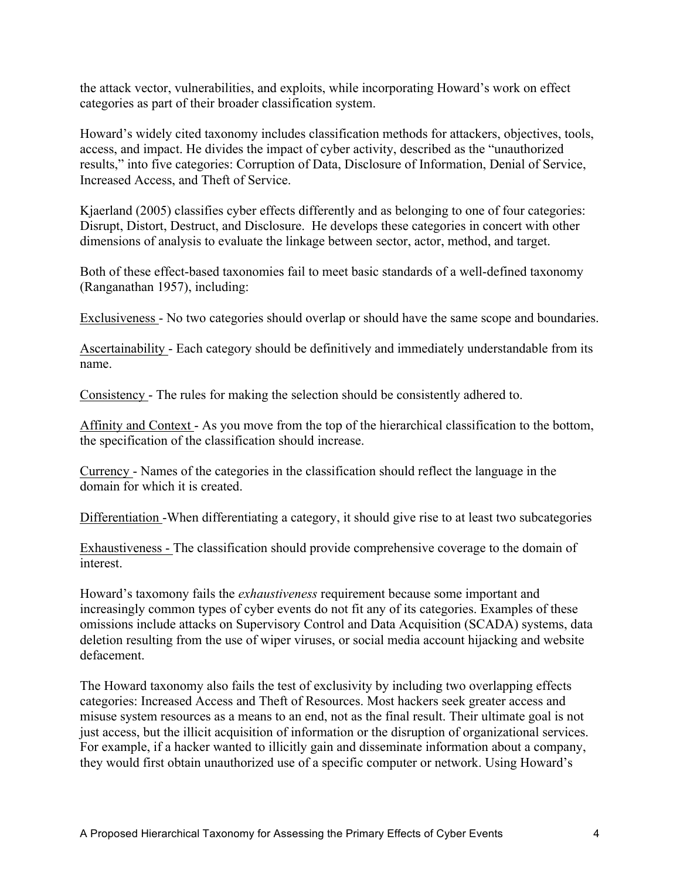the attack vector, vulnerabilities, and exploits, while incorporating Howard's work on effect categories as part of their broader classification system.

Howard's widely cited taxonomy includes classification methods for attackers, objectives, tools, access, and impact. He divides the impact of cyber activity, described as the "unauthorized results," into five categories: Corruption of Data, Disclosure of Information, Denial of Service, Increased Access, and Theft of Service.

Kjaerland (2005) classifies cyber effects differently and as belonging to one of four categories: Disrupt, Distort, Destruct, and Disclosure. He develops these categories in concert with other dimensions of analysis to evaluate the linkage between sector, actor, method, and target.

Both of these effect-based taxonomies fail to meet basic standards of a well-defined taxonomy (Ranganathan 1957), including:

Exclusiveness - No two categories should overlap or should have the same scope and boundaries.

Ascertainability - Each category should be definitively and immediately understandable from its name.

Consistency - The rules for making the selection should be consistently adhered to.

Affinity and Context - As you move from the top of the hierarchical classification to the bottom, the specification of the classification should increase.

Currency - Names of the categories in the classification should reflect the language in the domain for which it is created.

Differentiation -When differentiating a category, it should give rise to at least two subcategories

Exhaustiveness - The classification should provide comprehensive coverage to the domain of interest.

Howard's taxomony fails the *exhaustiveness* requirement because some important and increasingly common types of cyber events do not fit any of its categories. Examples of these omissions include attacks on Supervisory Control and Data Acquisition (SCADA) systems, data deletion resulting from the use of wiper viruses, or social media account hijacking and website defacement.

The Howard taxonomy also fails the test of exclusivity by including two overlapping effects categories: Increased Access and Theft of Resources. Most hackers seek greater access and misuse system resources as a means to an end, not as the final result. Their ultimate goal is not just access, but the illicit acquisition of information or the disruption of organizational services. For example, if a hacker wanted to illicitly gain and disseminate information about a company, they would first obtain unauthorized use of a specific computer or network. Using Howard's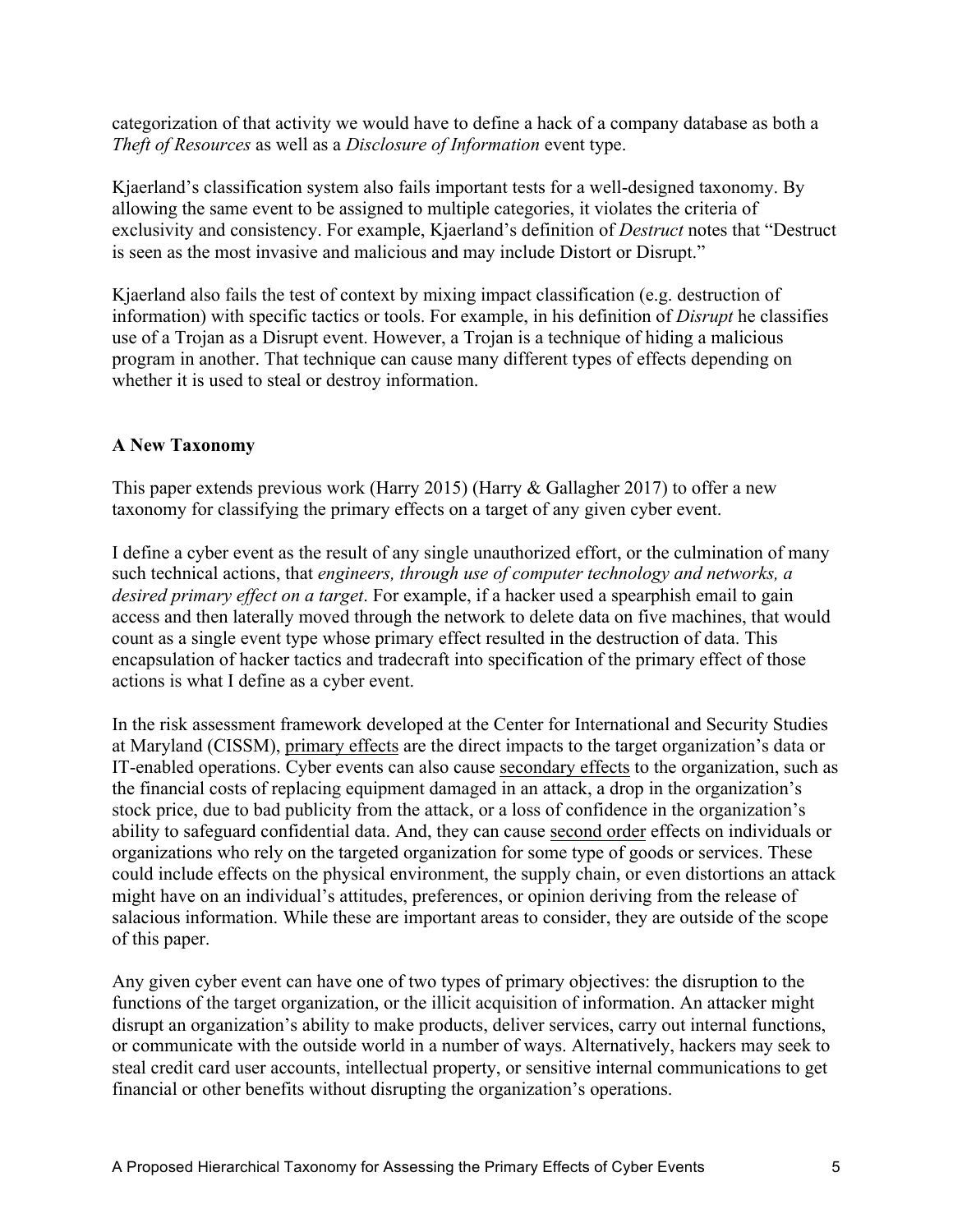categorization of that activity we would have to define a hack of a company database as both a *Theft of Resources* as well as a *Disclosure of Information* event type.

Kjaerland's classification system also fails important tests for a well-designed taxonomy. By allowing the same event to be assigned to multiple categories, it violates the criteria of exclusivity and consistency. For example, Kjaerland's definition of *Destruct* notes that "Destruct is seen as the most invasive and malicious and may include Distort or Disrupt."

Kjaerland also fails the test of context by mixing impact classification (e.g. destruction of information) with specific tactics or tools. For example, in his definition of *Disrupt* he classifies use of a Trojan as a Disrupt event. However, a Trojan is a technique of hiding a malicious program in another. That technique can cause many different types of effects depending on whether it is used to steal or destroy information.

## A New Taxonomy

This paper extends previous work (Harry 2015) (Harry & Gallagher 2017) to offer a new taxonomy for classifying the primary effects on a target of any given cyber event.

I define a cyber event as the result of any single unauthorized effort, or the culmination of many such technical actions, that *engineers, through use of computer technology and networks, a desired primary effect on a target*. For example, if a hacker used a spearphish email to gain access and then laterally moved through the network to delete data on five machines, that would count as a single event type whose primary effect resulted in the destruction of data. This encapsulation of hacker tactics and tradecraft into specification of the primary effect of those actions is what I define as a cyber event.

In the risk assessment framework developed at the Center for International and Security Studies at Maryland (CISSM), primary effects are the direct impacts to the target organization's data or IT-enabled operations. Cyber events can also cause secondary effects to the organization, such as the financial costs of replacing equipment damaged in an attack, a drop in the organization's stock price, due to bad publicity from the attack, or a loss of confidence in the organization's ability to safeguard confidential data. And, they can cause second order effects on individuals or organizations who rely on the targeted organization for some type of goods or services. These could include effects on the physical environment, the supply chain, or even distortions an attack might have on an individual's attitudes, preferences, or opinion deriving from the release of salacious information. While these are important areas to consider, they are outside of the scope of this paper.

Any given cyber event can have one of two types of primary objectives: the disruption to the functions of the target organization, or the illicit acquisition of information. An attacker might disrupt an organization's ability to make products, deliver services, carry out internal functions, or communicate with the outside world in a number of ways. Alternatively, hackers may seek to steal credit card user accounts, intellectual property, or sensitive internal communications to get financial or other benefits without disrupting the organization's operations.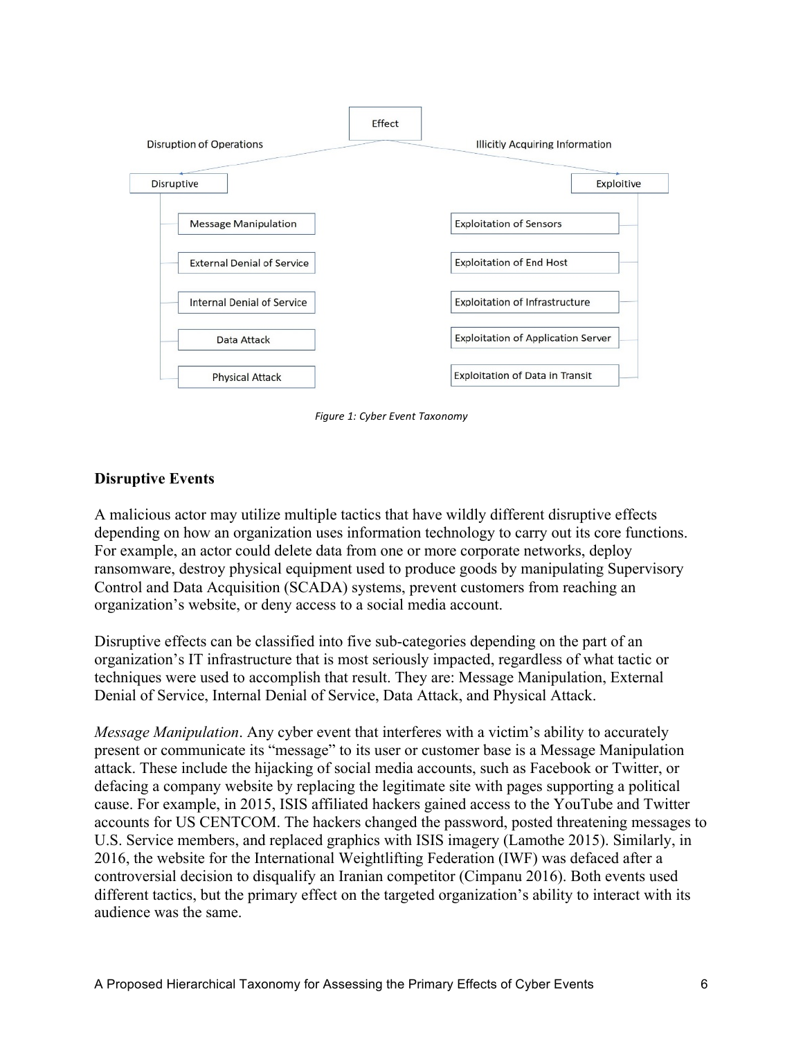Effect

Disruption of Operations

Illicitly Acquiring Information

Disruptive

- Message Manipulation
- External Denial of Service
- Internal Denial of Service
- Data Attack
- Physical Attack

Exploitive

- Exploitation of Sensors
- Exploitation of End Host
- Exploitation of Infrastructure
- Exploitation of Application Server
- Exploitation of Data in Transit

*Figure 1: Cyber Event Taxonomy*

**Disruptive Events**

A malicious actor may utilize multiple tactics that have wildly different disruptive effects depending on how an organization uses information technology to carry out its core functions. For example, an actor could delete data from one or more corporate networks, deploy ransomware, destroy physical equipment used to produce goods by manipulating Supervisory Control and Data Acquisition (SCADA) systems, prevent customers from reaching an organization's website, or deny access to a social media account.

Disruptive effects can be classified into five sub-categories depending on the part of an organization's IT infrastructure that is most seriously impacted, regardless of what tactic or techniques were used to accomplish that result. They are: Message Manipulation, External Denial of Service, Internal Denial of Service, Data Attack, and Physical Attack.

*Message Manipulation*. Any cyber event that interferes with a victim's ability to accurately present or communicate its "message" to its user or customer base is a Message Manipulation attack. These include the hijacking of social media accounts, such as Facebook or Twitter, or defacing a company website by replacing the legitimate site with pages supporting a political cause. For example, in 2015, ISIS affiliated hackers gained access to the YouTube and Twitter accounts for US CENTCOM. The hackers changed the password, posted threatening messages to U.S. Service members, and replaced graphics with ISIS imagery (Lamothe 2015). Similarly, in 2016, the website for the International Weightlifting Federation (IWF) was defaced after a controversial decision to disqualify an Iranian competitor (Cimpanu 2016). Both events used different tactics, but the primary effect on the targeted organization's ability to interact with its audience was the same.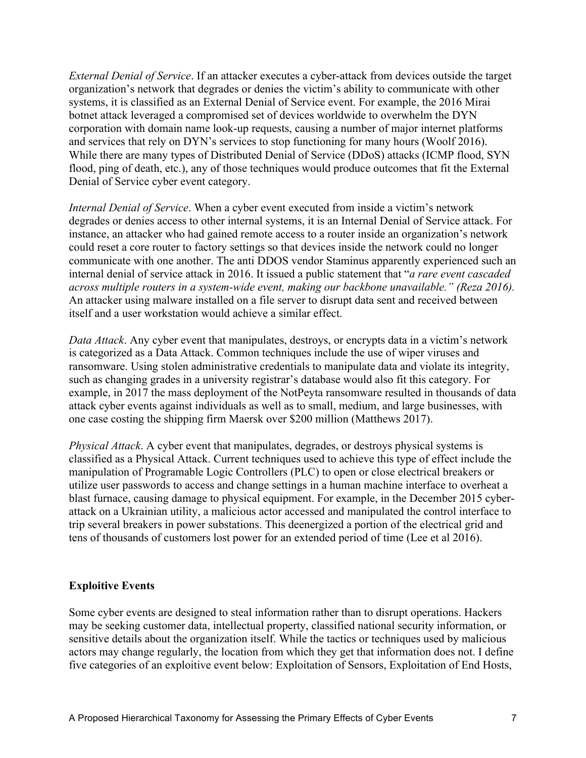*External Denial of Service*. If an attacker executes a cyber-attack from devices outside the target organization's network that degrades or denies the victim's ability to communicate with other systems, it is classified as an External Denial of Service event. For example, the 2016 Mirai botnet attack leveraged a compromised set of devices worldwide to overwhelm the DYN corporation with domain name look-up requests, causing a number of major internet platforms and services that rely on DYN's services to stop functioning for many hours (Woolf 2016). While there are many types of Distributed Denial of Service (DDoS) attacks (ICMP flood, SYN flood, ping of death, etc.), any of those techniques would produce outcomes that fit the External Denial of Service cyber event category.

*Internal Denial of Service*. When a cyber event executed from inside a victim's network degrades or denies access to other internal systems, it is an Internal Denial of Service attack. For instance, an attacker who had gained remote access to a router inside an organization's network could reset a core router to factory settings so that devices inside the network could no longer communicate with one another. The anti DDOS vendor Staminus apparently experienced such an internal denial of service attack in 2016. It issued a public statement that "*a rare event cascaded across multiple routers in a system-wide event, making our backbone unavailable." (Reza 2016).* An attacker using malware installed on a file server to disrupt data sent and received between itself and a user workstation would achieve a similar effect.

*Data Attack*. Any cyber event that manipulates, destroys, or encrypts data in a victim's network is categorized as a Data Attack. Common techniques include the use of wiper viruses and ransomware. Using stolen administrative credentials to manipulate data and violate its integrity, such as changing grades in a university registrar's database would also fit this category. For example, in 2017 the mass deployment of the NotPeyta ransomware resulted in thousands of data attack cyber events against individuals as well as to small, medium, and large businesses, with one case costing the shipping firm Maersk over $200 million (Matthews 2017).

*Physical Attack*. A cyber event that manipulates, degrades, or destroys physical systems is classified as a Physical Attack. Current techniques used to achieve this type of effect include the manipulation of Programable Logic Controllers (PLC) to open or close electrical breakers or utilize user passwords to access and change settings in a human machine interface to overheat a blast furnace, causing damage to physical equipment. For example, in the December 2015 cyber-attack on a Ukrainian utility, a malicious actor accessed and manipulated the control interface to trip several breakers in power substations. This deenergized a portion of the electrical grid and tens of thousands of customers lost power for an extended period of time (Lee et al 2016).

## Exploitive Events

Some cyber events are designed to steal information rather than to disrupt operations. Hackers may be seeking customer data, intellectual property, classified national security information, or sensitive details about the organization itself. While the tactics or techniques used by malicious actors may change regularly, the location from which they get that information does not. I define five categories of an exploitive event below: Exploitation of Sensors, Exploitation of End Hosts,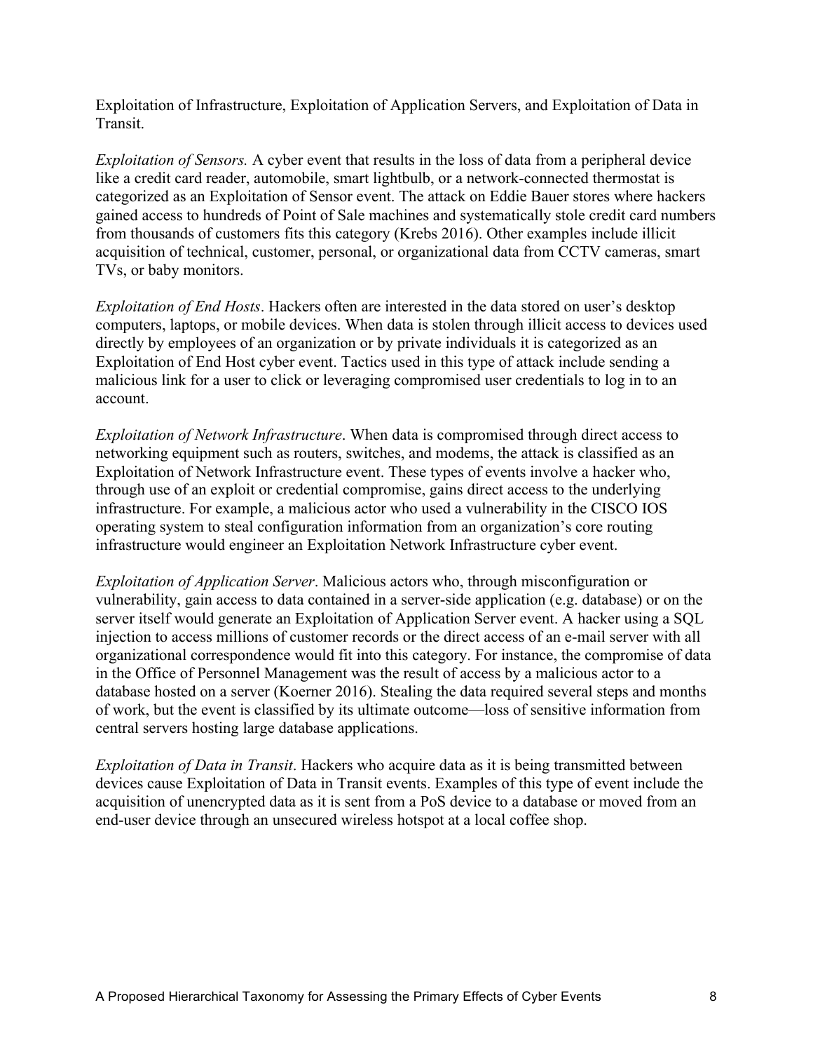Exploitation of Infrastructure, Exploitation of Application Servers, and Exploitation of Data in Transit.

*Exploitation of Sensors.* A cyber event that results in the loss of data from a peripheral device like a credit card reader, automobile, smart lightbulb, or a network-connected thermostat is categorized as an Exploitation of Sensor event. The attack on Eddie Bauer stores where hackers gained access to hundreds of Point of Sale machines and systematically stole credit card numbers from thousands of customers fits this category (Krebs 2016). Other examples include illicit acquisition of technical, customer, personal, or organizational data from CCTV cameras, smart TVs, or baby monitors.

*Exploitation of End Hosts*. Hackers often are interested in the data stored on user's desktop computers, laptops, or mobile devices. When data is stolen through illicit access to devices used directly by employees of an organization or by private individuals it is categorized as an Exploitation of End Host cyber event. Tactics used in this type of attack include sending a malicious link for a user to click or leveraging compromised user credentials to log in to an account.

*Exploitation of Network Infrastructure*. When data is compromised through direct access to networking equipment such as routers, switches, and modems, the attack is classified as an Exploitation of Network Infrastructure event. These types of events involve a hacker who, through use of an exploit or credential compromise, gains direct access to the underlying infrastructure. For example, a malicious actor who used a vulnerability in the CISCO IOS operating system to steal configuration information from an organization's core routing infrastructure would engineer an Exploitation Network Infrastructure cyber event.

*Exploitation of Application Server*. Malicious actors who, through misconfiguration or vulnerability, gain access to data contained in a server-side application (e.g. database) or on the server itself would generate an Exploitation of Application Server event. A hacker using a SQL injection to access millions of customer records or the direct access of an e-mail server with all organizational correspondence would fit into this category. For instance, the compromise of data in the Office of Personnel Management was the result of access by a malicious actor to a database hosted on a server (Koerner 2016). Stealing the data required several steps and months of work, but the event is classified by its ultimate outcome—loss of sensitive information from central servers hosting large database applications.

*Exploitation of Data in Transit*. Hackers who acquire data as it is being transmitted between devices cause Exploitation of Data in Transit events. Examples of this type of event include the acquisition of unencrypted data as it is sent from a PoS device to a database or moved from an end-user device through an unsecured wireless hotspot at a local coffee shop.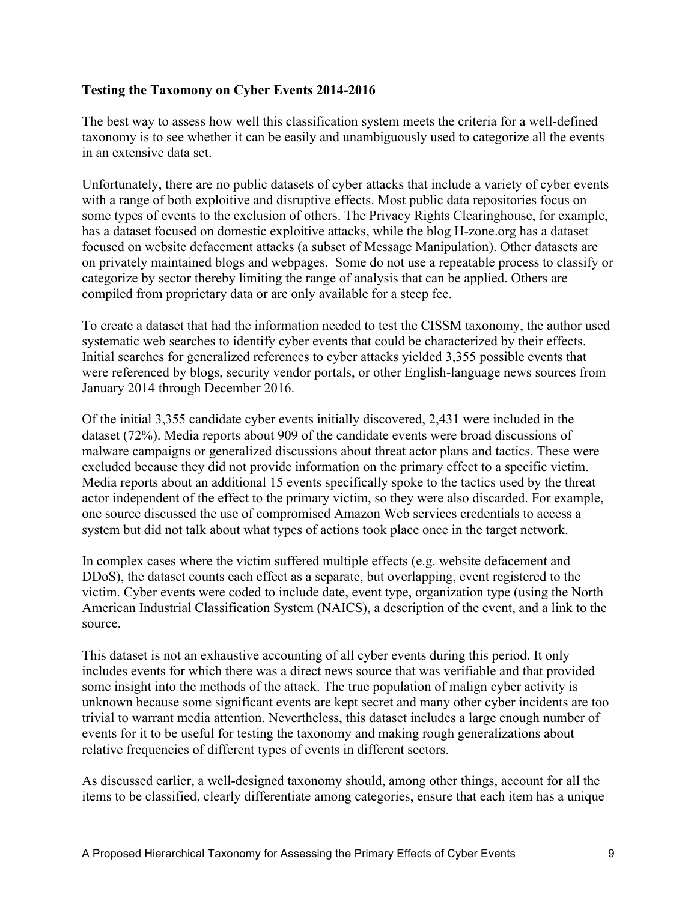**Testing the Taxomony on Cyber Events 2014-2016**

The best way to assess how well this classification system meets the criteria for a well-defined taxonomy is to see whether it can be easily and unambiguously used to categorize all the events in an extensive data set.

Unfortunately, there are no public datasets of cyber attacks that include a variety of cyber events with a range of both exploitive and disruptive effects. Most public data repositories focus on some types of events to the exclusion of others. The Privacy Rights Clearinghouse, for example, has a dataset focused on domestic exploitive attacks, while the blog H-zone.org has a dataset focused on website defacement attacks (a subset of Message Manipulation). Other datasets are on privately maintained blogs and webpages. Some do not use a repeatable process to classify or categorize by sector thereby limiting the range of analysis that can be applied. Others are compiled from proprietary data or are only available for a steep fee.

To create a dataset that had the information needed to test the CISSM taxonomy, the author used systematic web searches to identify cyber events that could be characterized by their effects. Initial searches for generalized references to cyber attacks yielded 3,355 possible events that were referenced by blogs, security vendor portals, or other English-language news sources from January 2014 through December 2016.

Of the initial 3,355 candidate cyber events initially discovered, 2,431 were included in the dataset (72%). Media reports about 909 of the candidate events were broad discussions of malware campaigns or generalized discussions about threat actor plans and tactics. These were excluded because they did not provide information on the primary effect to a specific victim. Media reports about an additional 15 events specifically spoke to the tactics used by the threat actor independent of the effect to the primary victim, so they were also discarded. For example, one source discussed the use of compromised Amazon Web services credentials to access a system but did not talk about what types of actions took place once in the target network.

In complex cases where the victim suffered multiple effects (e.g. website defacement and DDoS), the dataset counts each effect as a separate, but overlapping, event registered to the victim. Cyber events were coded to include date, event type, organization type (using the North American Industrial Classification System (NAICS), a description of the event, and a link to the source.

This dataset is not an exhaustive accounting of all cyber events during this period. It only includes events for which there was a direct news source that was verifiable and that provided some insight into the methods of the attack. The true population of malign cyber activity is unknown because some significant events are kept secret and many other cyber incidents are too trivial to warrant media attention. Nevertheless, this dataset includes a large enough number of events for it to be useful for testing the taxonomy and making rough generalizations about relative frequencies of different types of events in different sectors.

As discussed earlier, a well-designed taxonomy should, among other things, account for all the items to be classified, clearly differentiate among categories, ensure that each item has a unique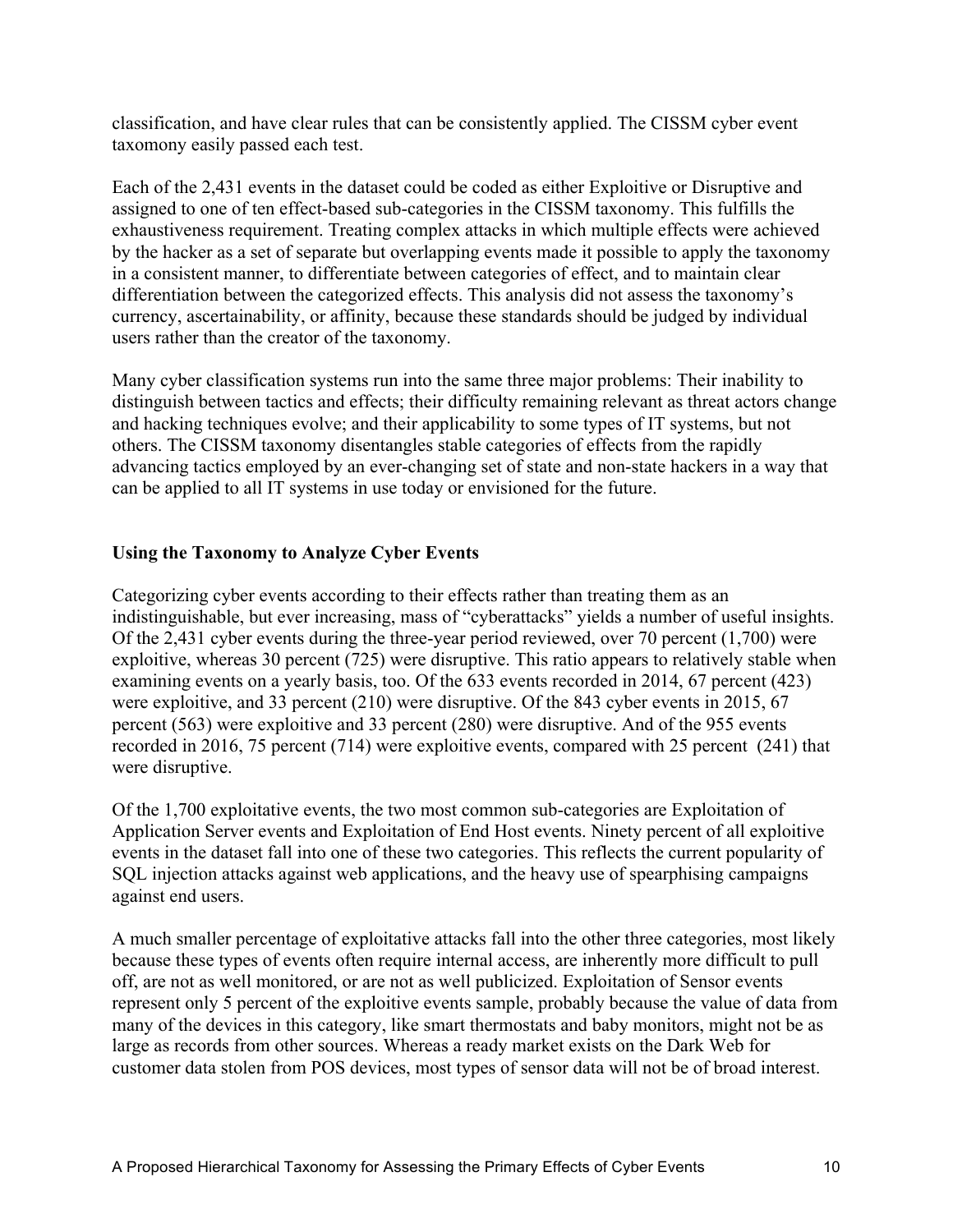classification, and have clear rules that can be consistently applied. The CISSM cyber event taxomony easily passed each test.

Each of the 2,431 events in the dataset could be coded as either Exploitive or Disruptive and assigned to one of ten effect-based sub-categories in the CISSM taxonomy. This fulfills the exhaustiveness requirement. Treating complex attacks in which multiple effects were achieved by the hacker as a set of separate but overlapping events made it possible to apply the taxonomy in a consistent manner, to differentiate between categories of effect, and to maintain clear differentiation between the categorized effects. This analysis did not assess the taxonomy's currency, ascertainability, or affinity, because these standards should be judged by individual users rather than the creator of the taxonomy.

Many cyber classification systems run into the same three major problems: Their inability to distinguish between tactics and effects; their difficulty remaining relevant as threat actors change and hacking techniques evolve; and their applicability to some types of IT systems, but not others. The CISSM taxonomy disentangles stable categories of effects from the rapidly advancing tactics employed by an ever-changing set of state and non-state hackers in a way that can be applied to all IT systems in use today or envisioned for the future.

**Using the Taxonomy to Analyze Cyber Events**

Categorizing cyber events according to their effects rather than treating them as an indistinguishable, but ever increasing, mass of "cyberattacks" yields a number of useful insights. Of the 2,431 cyber events during the three-year period reviewed, over 70 percent (1,700) were exploitive, whereas 30 percent (725) were disruptive. This ratio appears to relatively stable when examining events on a yearly basis, too. Of the 633 events recorded in 2014, 67 percent (423) were exploitive, and 33 percent (210) were disruptive. Of the 843 cyber events in 2015, 67 percent (563) were exploitive and 33 percent (280) were disruptive. And of the 955 events recorded in 2016, 75 percent (714) were exploitive events, compared with 25 percent (241) that were disruptive.

Of the 1,700 exploitative events, the two most common sub-categories are Exploitation of Application Server events and Exploitation of End Host events. Ninety percent of all exploitive events in the dataset fall into one of these two categories. This reflects the current popularity of SQL injection attacks against web applications, and the heavy use of spearphising campaigns against end users.

A much smaller percentage of exploitative attacks fall into the other three categories, most likely because these types of events often require internal access, are inherently more difficult to pull off, are not as well monitored, or are not as well publicized. Exploitation of Sensor events represent only 5 percent of the exploitive events sample, probably because the value of data from many of the devices in this category, like smart thermostats and baby monitors, might not be as large as records from other sources. Whereas a ready market exists on the Dark Web for customer data stolen from POS devices, most types of sensor data will not be of broad interest.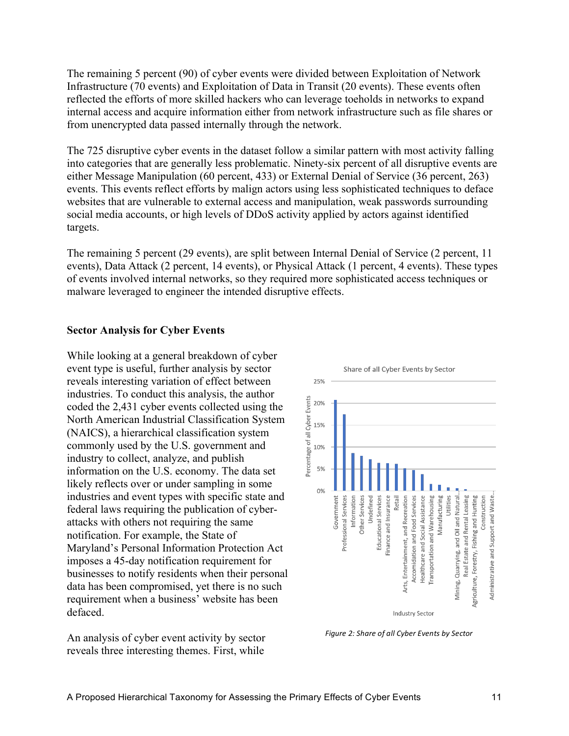The remaining 5 percent (90) of cyber events were divided between Exploitation of Network Infrastructure (70 events) and Exploitation of Data in Transit (20 events). These events often reflected the efforts of more skilled hackers who can leverage toeholds in networks to expand internal access and acquire information either from network infrastructure such as file shares or from unencrypted data passed internally through the network.

The 725 disruptive cyber events in the dataset follow a similar pattern with most activity falling into categories that are generally less problematic. Ninety-six percent of all disruptive events are either Message Manipulation (60 percent, 433) or External Denial of Service (36 percent, 263) events. This events reflect efforts by malign actors using less sophisticated techniques to deface websites that are vulnerable to external access and manipulation, weak passwords surrounding social media accounts, or high levels of DDoS activity applied by actors against identified targets.

The remaining 5 percent (29 events), are split between Internal Denial of Service (2 percent, 11 events), Data Attack (2 percent, 14 events), or Physical Attack (1 percent, 4 events). These types of events involved internal networks, so they required more sophisticated access techniques or malware leveraged to engineer the intended disruptive effects.

**Sector Analysis for Cyber Events**

While looking at a general breakdown of cyber event type is useful, further analysis by sector reveals interesting variation of effect between industries. To conduct this analysis, the author coded the 2,431 cyber events collected using the North American Industrial Classification System (NAICS), a hierarchical classification system commonly used by the U.S. government and industry to collect, analyze, and publish information on the U.S. economy. The data set likely reflects over or under sampling in some industries and event types with specific state and federal laws requiring the publication of cyber-attacks with others not requiring the same notification. For example, the State of Maryland's Personal Information Protection Act imposes a 45-day notification requirement for businesses to notify residents when their personal data has been compromised, yet there is no such requirement when a business' website has been defaced.

*Figure 2: Share of all Cyber Events by Sector*

An analysis of cyber event activity by sector reveals three interesting themes. First, while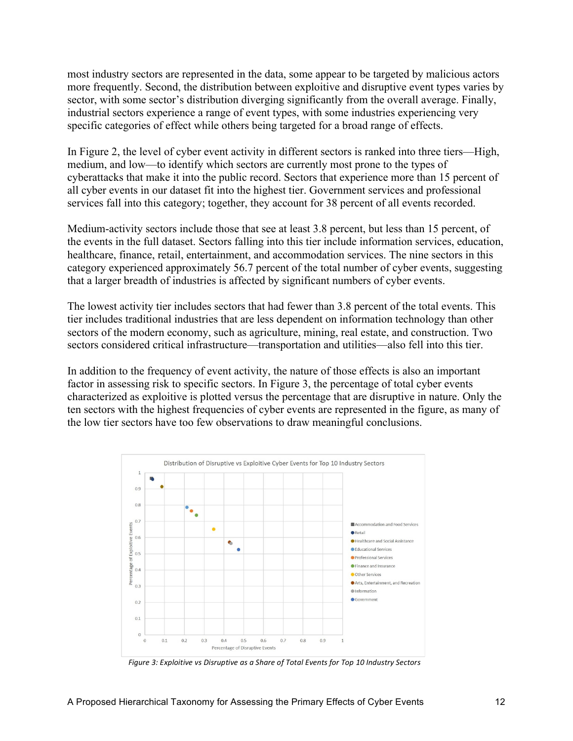most industry sectors are represented in the data, some appear to be targeted by malicious actors more frequently. Second, the distribution between exploitive and disruptive event types varies by sector, with some sector's distribution diverging significantly from the overall average. Finally, industrial sectors experience a range of event types, with some industries experiencing very specific categories of effect while others being targeted for a broad range of effects.

In Figure 2, the level of cyber event activity in different sectors is ranked into three tiers—High, medium, and low—to identify which sectors are currently most prone to the types of cyberattacks that make it into the public record. Sectors that experience more than 15 percent of all cyber events in our dataset fit into the highest tier. Government services and professional services fall into this category; together, they account for 38 percent of all events recorded.

Medium-activity sectors include those that see at least 3.8 percent, but less than 15 percent, of the events in the full dataset. Sectors falling into this tier include information services, education, healthcare, finance, retail, entertainment, and accommodation services. The nine sectors in this category experienced approximately 56.7 percent of the total number of cyber events, suggesting that a larger breadth of industries is affected by significant numbers of cyber events.

The lowest activity tier includes sectors that had fewer than 3.8 percent of the total events. This tier includes traditional industries that are less dependent on information technology than other sectors of the modern economy, such as agriculture, mining, real estate, and construction. Two sectors considered critical infrastructure—transportation and utilities—also fell into this tier.

In addition to the frequency of event activity, the nature of those effects is also an important factor in assessing risk to specific sectors. In Figure 3, the percentage of total cyber events characterized as exploitive is plotted versus the percentage that are disruptive in nature. Only the ten sectors with the highest frequencies of cyber events are represented in the figure, as many of the low tier sectors have too few observations to draw meaningful conclusions.

*Figure 3: Exploitive vs Disruptive as a Share of Total Events for Top 10 Industry Sectors*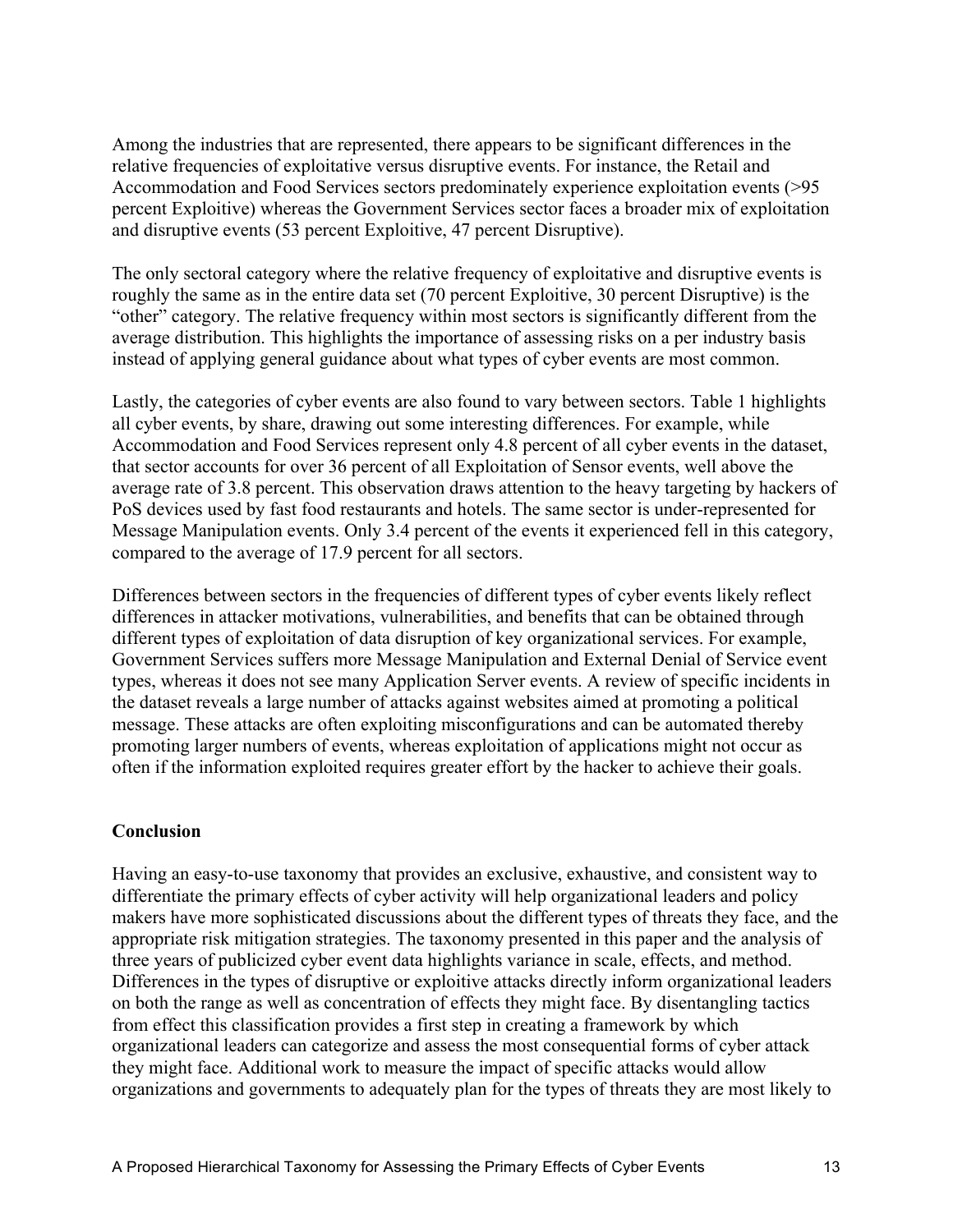Among the industries that are represented, there appears to be significant differences in the relative frequencies of exploitative versus disruptive events. For instance, the Retail and Accommodation and Food Services sectors predominately experience exploitation events (>95 percent Exploitive) whereas the Government Services sector faces a broader mix of exploitation and disruptive events (53 percent Exploitive, 47 percent Disruptive).

The only sectoral category where the relative frequency of exploitative and disruptive events is roughly the same as in the entire data set (70 percent Exploitive, 30 percent Disruptive) is the "other" category. The relative frequency within most sectors is significantly different from the average distribution. This highlights the importance of assessing risks on a per industry basis instead of applying general guidance about what types of cyber events are most common.

Lastly, the categories of cyber events are also found to vary between sectors. Table 1 highlights all cyber events, by share, drawing out some interesting differences. For example, while Accommodation and Food Services represent only 4.8 percent of all cyber events in the dataset, that sector accounts for over 36 percent of all Exploitation of Sensor events, well above the average rate of 3.8 percent. This observation draws attention to the heavy targeting by hackers of PoS devices used by fast food restaurants and hotels. The same sector is under-represented for Message Manipulation events. Only 3.4 percent of the events it experienced fell in this category, compared to the average of 17.9 percent for all sectors.

Differences between sectors in the frequencies of different types of cyber events likely reflect differences in attacker motivations, vulnerabilities, and benefits that can be obtained through different types of exploitation of data disruption of key organizational services. For example, Government Services suffers more Message Manipulation and External Denial of Service event types, whereas it does not see many Application Server events. A review of specific incidents in the dataset reveals a large number of attacks against websites aimed at promoting a political message. These attacks are often exploiting misconfigurations and can be automated thereby promoting larger numbers of events, whereas exploitation of applications might not occur as often if the information exploited requires greater effort by the hacker to achieve their goals.

## Conclusion

Having an easy-to-use taxonomy that provides an exclusive, exhaustive, and consistent way to differentiate the primary effects of cyber activity will help organizational leaders and policy makers have more sophisticated discussions about the different types of threats they face, and the appropriate risk mitigation strategies. The taxonomy presented in this paper and the analysis of three years of publicized cyber event data highlights variance in scale, effects, and method. Differences in the types of disruptive or exploitive attacks directly inform organizational leaders on both the range as well as concentration of effects they might face. By disentangling tactics from effect this classification provides a first step in creating a framework by which organizational leaders can categorize and assess the most consequential forms of cyber attack they might face. Additional work to measure the impact of specific attacks would allow organizations and governments to adequately plan for the types of threats they are most likely to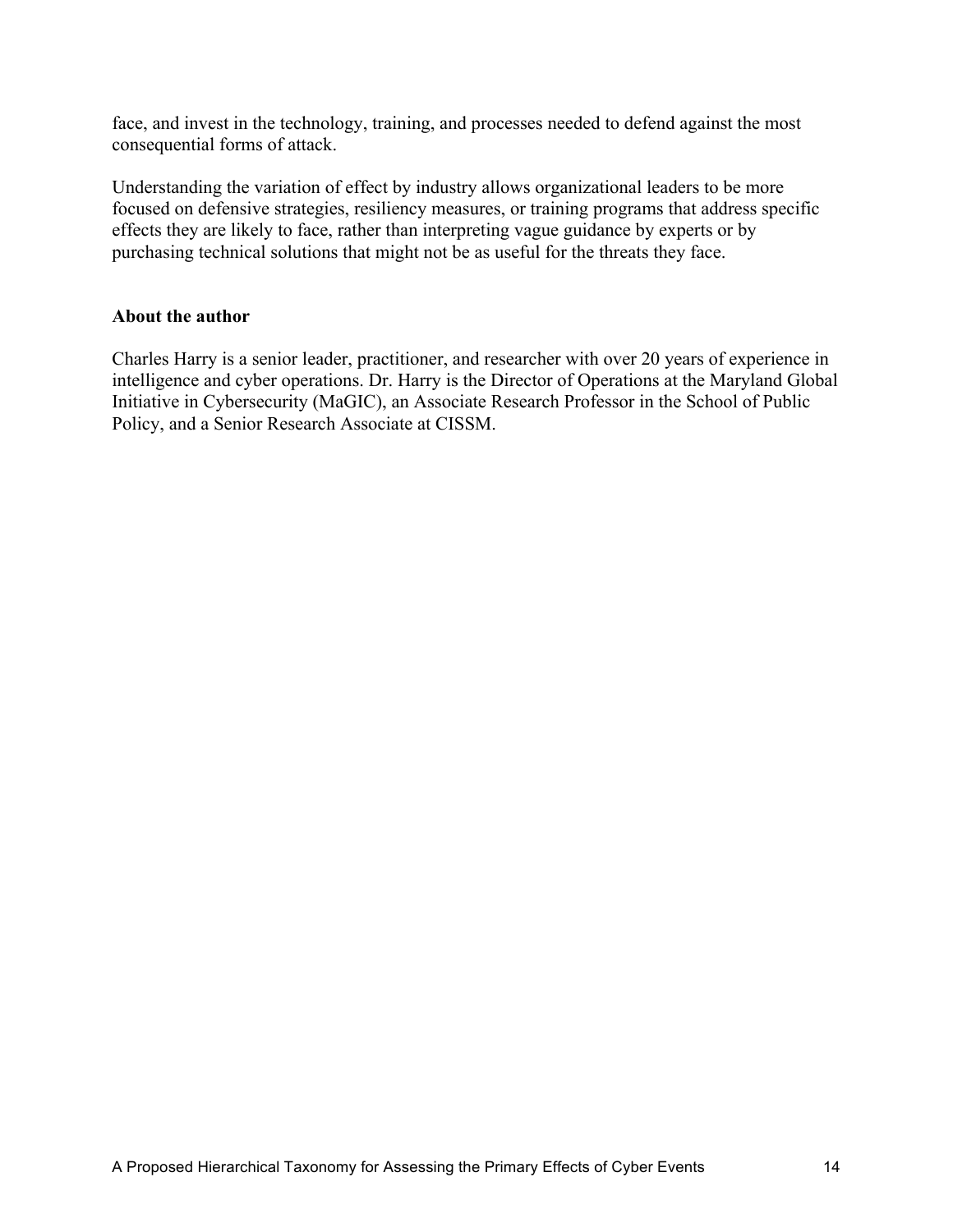face, and invest in the technology, training, and processes needed to defend against the most consequential forms of attack.

Understanding the variation of effect by industry allows organizational leaders to be more focused on defensive strategies, resiliency measures, or training programs that address specific effects they are likely to face, rather than interpreting vague guidance by experts or by purchasing technical solutions that might not be as useful for the threats they face.

## About the author

Charles Harry is a senior leader, practitioner, and researcher with over 20 years of experience in intelligence and cyber operations. Dr. Harry is the Director of Operations at the Maryland Global Initiative in Cybersecurity (MaGIC), an Associate Research Professor in the School of Public Policy, and a Senior Research Associate at CISSM.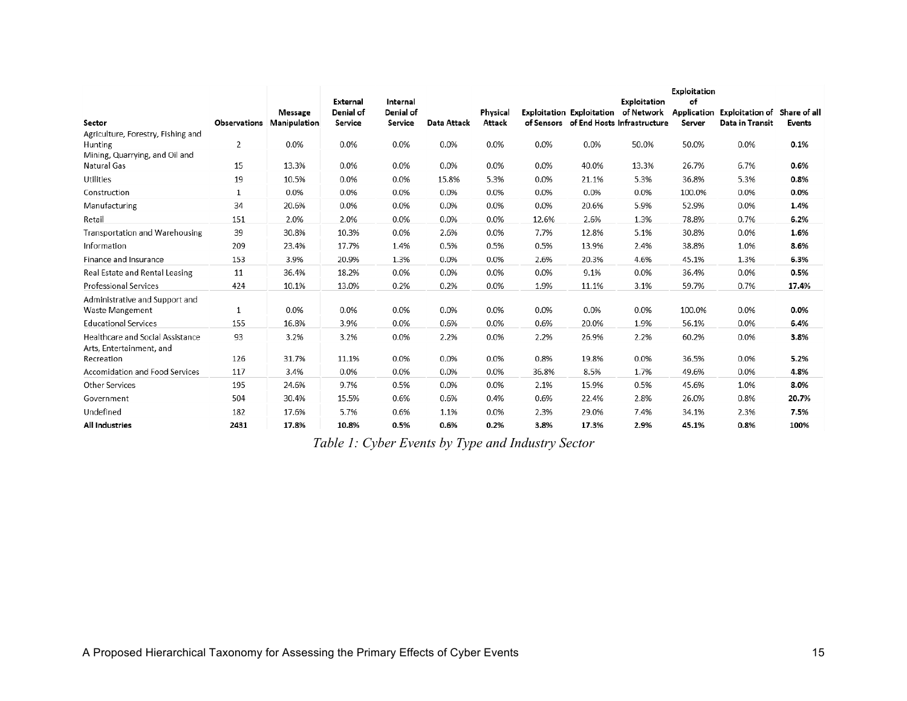| Sector | Observations | Message Manipulation | External Denial of Service | Internal Denial of Service | Data Attack | Physical Attack | Exploitation of Sensors | Exploitation of End Hosts | Exploitation of Network Infrastructure | Exploitation of Application Server | Exploitation of Data in Transit | Share of all Events |
|---|---|---|---|---|---|---|---|---|---|---|---|---|
| Agriculture, Forestry, Fishing and Hunting | 2 | 0.0% | 0.0% | 0.0% | 0.0% | 0.0% | 0.0% | 0.0% | 50.0% | 50.0% | 0.0% | **0.1%** |
| Mining, Quarrying, and Oil and Natural Gas | 15 | 13.3% | 0.0% | 0.0% | 0.0% | 0.0% | 0.0% | 40.0% | 13.3% | 26.7% | 6.7% | **0.6%** |
| Utilities | 19 | 10.5% | 0.0% | 0.0% | 15.8% | 5.3% | 0.0% | 21.1% | 5.3% | 36.8% | 5.3% | **0.8%** |
| Construction | 1 | 0.0% | 0.0% | 0.0% | 0.0% | 0.0% | 0.0% | 0.0% | 0.0% | 100.0% | 0.0% | **0.0%** |
| Manufacturing | 34 | 20.6% | 0.0% | 0.0% | 0.0% | 0.0% | 0.0% | 20.6% | 5.9% | 52.9% | 0.0% | **1.4%** |
| Retail | 151 | 2.0% | 2.0% | 0.0% | 0.0% | 0.0% | 12.6% | 2.6% | 1.3% | 78.8% | 0.7% | **6.2%** |
| Transportation and Warehousing | 39 | 30.8% | 10.3% | 0.0% | 2.6% | 0.0% | 7.7% | 12.8% | 5.1% | 30.8% | 0.0% | **1.6%** |
| Information | 209 | 23.4% | 17.7% | 1.4% | 0.5% | 0.5% | 0.5% | 13.9% | 2.4% | 38.8% | 1.0% | **8.6%** |
| Finance and Insurance | 153 | 3.9% | 20.9% | 1.3% | 0.0% | 0.0% | 2.6% | 20.3% | 4.6% | 45.1% | 1.3% | **6.3%** |
| Real Estate and Rental Leasing | 11 | 36.4% | 18.2% | 0.0% | 0.0% | 0.0% | 0.0% | 9.1% | 0.0% | 36.4% | 0.0% | **0.5%** |
| Professional Services | 424 | 10.1% | 13.0% | 0.2% | 0.2% | 0.0% | 1.9% | 11.1% | 3.1% | 59.7% | 0.7% | **17.4%** |
| Administrative and Support and Waste Mangement | 1 | 0.0% | 0.0% | 0.0% | 0.0% | 0.0% | 0.0% | 0.0% | 0.0% | 100.0% | 0.0% | **0.0%** |
| Educational Services | 155 | 16.8% | 3.9% | 0.0% | 0.6% | 0.0% | 0.6% | 20.0% | 1.9% | 56.1% | 0.0% | **6.4%** |
| Healthcare and Social Assistance | 93 | 3.2% | 3.2% | 0.0% | 2.2% | 0.0% | 2.2% | 26.9% | 2.2% | 60.2% | 0.0% | **3.8%** |
| Arts, Entertainment, and Recreation | 126 | 31.7% | 11.1% | 0.0% | 0.0% | 0.0% | 0.8% | 19.8% | 0.0% | 36.5% | 0.0% | **5.2%** |
| Accomidation and Food Services | 117 | 3.4% | 0.0% | 0.0% | 0.0% | 0.0% | 36.8% | 8.5% | 1.7% | 49.6% | 0.0% | **4.8%** |
| Other Services | 195 | 24.6% | 9.7% | 0.5% | 0.0% | 0.0% | 2.1% | 15.9% | 0.5% | 45.6% | 1.0% | **8.0%** |
| Government | 504 | 30.4% | 15.5% | 0.6% | 0.6% | 0.4% | 0.6% | 22.4% | 2.8% | 26.0% | 0.8% | **20.7%** |
| Undefined | 182 | 17.6% | 5.7% | 0.6% | 1.1% | 0.0% | 2.3% | 29.0% | 7.4% | 34.1% | 2.3% | **7.5%** |
| **All Industries** | **2431** | **17.8%** | **10.8%** | **0.5%** | **0.6%** | **0.2%** | **3.8%** | **17.3%** | **2.9%** | **45.1%** | **0.8%** | **100%** |

*Table 1: Cyber Events by Type and Industry Sector*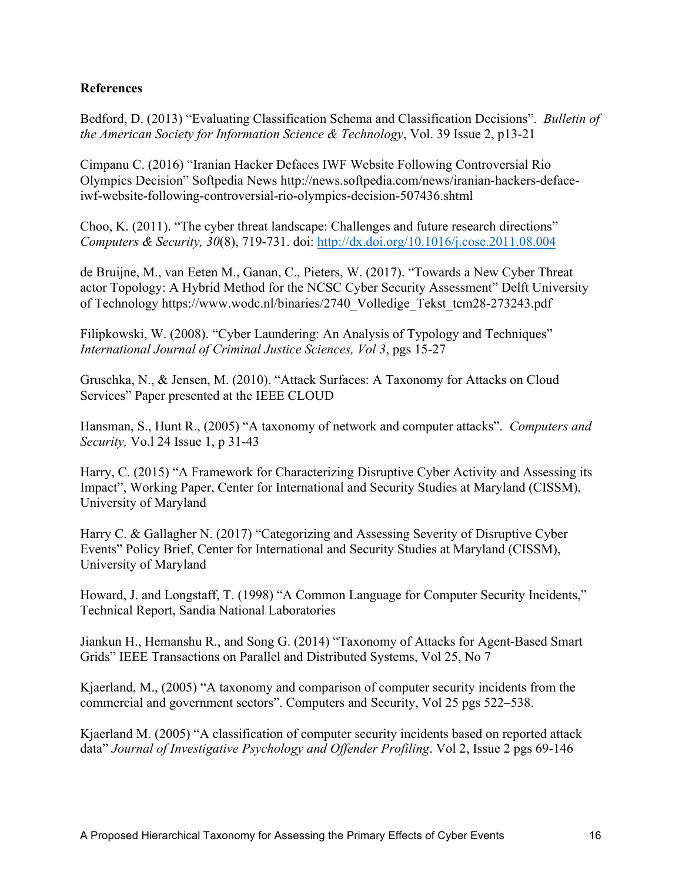**References**

Bedford, D. (2013) "Evaluating Classification Schema and Classification Decisions". *Bulletin of the American Society for Information Science & Technology*, Vol. 39 Issue 2, p13-21

Cimpanu C. (2016) "Iranian Hacker Defaces IWF Website Following Controversial Rio Olympics Decision" Softpedia News http://news.softpedia.com/news/iranian-hackers-deface-iwf-website-following-controversial-rio-olympics-decision-507436.shtml

Choo, K. (2011). "The cyber threat landscape: Challenges and future research directions" *Computers & Security, 30*(8), 719-731. doi: http://dx.doi.org/10.1016/j.cose.2011.08.004

de Bruijne, M., van Eeten M., Ganan, C., Pieters, W. (2017). "Towards a New Cyber Threat actor Topology: A Hybrid Method for the NCSC Cyber Security Assessment" Delft University of Technology https://www.wodc.nl/binaries/2740_Volledige_Tekst_tcm28-273243.pdf

Filipkowski, W. (2008). "Cyber Laundering: An Analysis of Typology and Techniques" *International Journal of Criminal Justice Sciences, Vol 3*, pgs 15-27

Gruschka, N., & Jensen, M. (2010). "Attack Surfaces: A Taxonomy for Attacks on Cloud Services" Paper presented at the IEEE CLOUD

Hansman, S., Hunt R., (2005) "A taxonomy of network and computer attacks". *Computers and Security,* Vo.l 24 Issue 1, p 31-43

Harry, C. (2015) "A Framework for Characterizing Disruptive Cyber Activity and Assessing its Impact", Working Paper, Center for International and Security Studies at Maryland (CISSM), University of Maryland

Harry C. & Gallagher N. (2017) "Categorizing and Assessing Severity of Disruptive Cyber Events" Policy Brief, Center for International and Security Studies at Maryland (CISSM), University of Maryland

Howard, J. and Longstaff, T. (1998) "A Common Language for Computer Security Incidents," Technical Report, Sandia National Laboratories

Jiankun H., Hemanshu R., and Song G. (2014) "Taxonomy of Attacks for Agent-Based Smart Grids" IEEE Transactions on Parallel and Distributed Systems, Vol 25, No 7

Kjaerland, M., (2005) "A taxonomy and comparison of computer security incidents from the commercial and government sectors". Computers and Security, Vol 25 pgs 522–538.

Kjaerland M. (2005) "A classification of computer security incidents based on reported attack data" *Journal of Investigative Psychology and Offender Profiling*. Vol 2, Issue 2 pgs 69-146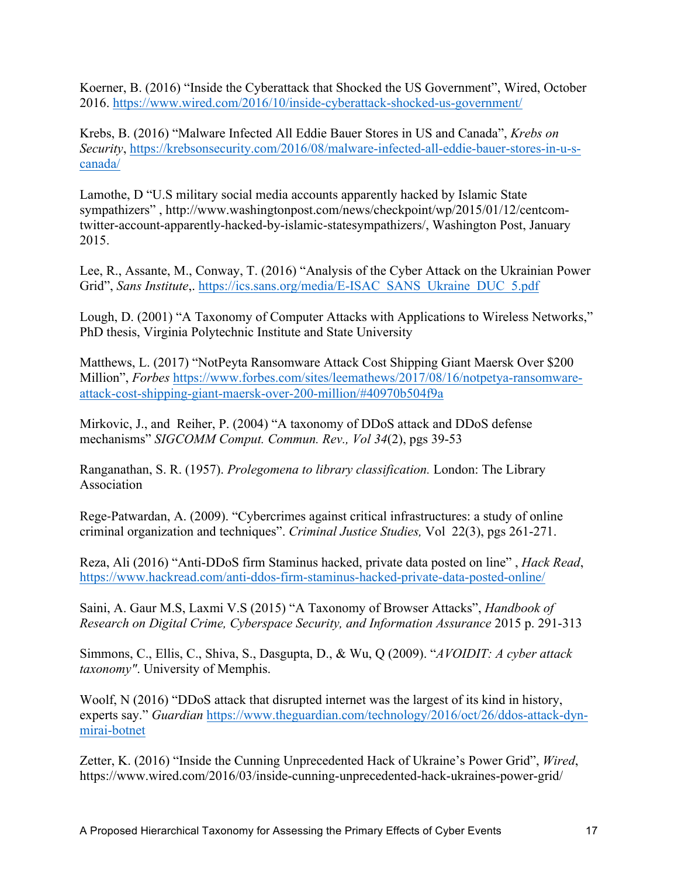Koerner, B. (2016) "Inside the Cyberattack that Shocked the US Government", Wired, October 2016. https://www.wired.com/2016/10/inside-cyberattack-shocked-us-government/

Krebs, B. (2016) "Malware Infected All Eddie Bauer Stores in US and Canada", *Krebs on Security*, https://krebsonsecurity.com/2016/08/malware-infected-all-eddie-bauer-stores-in-u-s-canada/

Lamothe, D "U.S military social media accounts apparently hacked by Islamic State sympathizers" , http://www.washingtonpost.com/news/checkpoint/wp/2015/01/12/centcom-twitter-account-apparently-hacked-by-islamic-statesympathizers/, Washington Post, January 2015.

Lee, R., Assante, M., Conway, T. (2016) "Analysis of the Cyber Attack on the Ukrainian Power Grid", *Sans Institute*,. https://ics.sans.org/media/E-ISAC_SANS_Ukraine_DUC_5.pdf

Lough, D. (2001) "A Taxonomy of Computer Attacks with Applications to Wireless Networks," PhD thesis, Virginia Polytechnic Institute and State University

Matthews, L. (2017) "NotPeyta Ransomware Attack Cost Shipping Giant Maersk Over $200 Million", *Forbes* https://www.forbes.com/sites/leemathews/2017/08/16/notpeyta-ransomware-attack-cost-shipping-giant-maersk-over-200-million/#40970b504f9a

Mirkovic, J., and Reiher, P. (2004) "A taxonomy of DDoS attack and DDoS defense mechanisms" *SIGCOMM Comput. Commun. Rev., Vol 34*(2), pgs 39-53

Ranganathan, S. R. (1957). *Prolegomena to library classification.* London: The Library Association

Rege-Patwardan, A. (2009). "Cybercrimes against critical infrastructures: a study of online criminal organization and techniques". *Criminal Justice Studies,* Vol 22(3), pgs 261-271.

Reza, Ali (2016) "Anti-DDoS firm Staminus hacked, private data posted on line" , *Hack Read*, https://www.hackread.com/anti-ddos-firm-staminus-hacked-private-data-posted-online/

Saini, A. Gaur M.S, Laxmi V.S (2015) "A Taxonomy of Browser Attacks", *Handbook of Research on Digital Crime, Cyberspace Security, and Information Assurance* 2015 p. 291-313

Simmons, C., Ellis, C., Shiva, S., Dasgupta, D., & Wu, Q (2009). "*AVOIDIT: A cyber attack taxonomy".* University of Memphis.

Woolf, N (2016) "DDoS attack that disrupted internet was the largest of its kind in history, experts say." *Guardian* https://www.theguardian.com/technology/2016/oct/26/ddos-attack-dyn-mirai-botnet

Zetter, K. (2016) "Inside the Cunning Unprecedented Hack of Ukraine's Power Grid", *Wired*, https://www.wired.com/2016/03/inside-cunning-unprecedented-hack-ukraines-power-grid/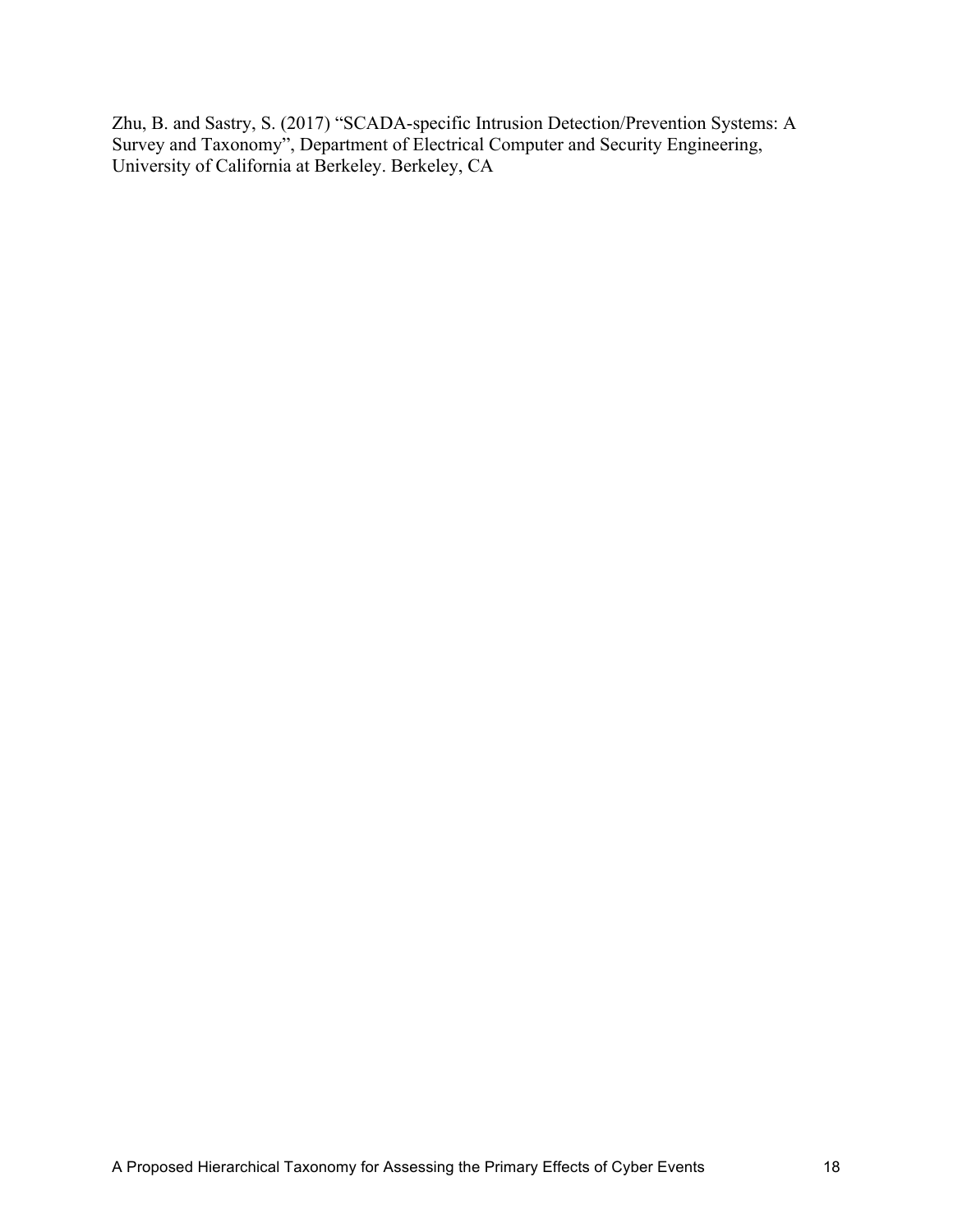Zhu, B. and Sastry, S. (2017) “SCADA-specific Intrusion Detection/Prevention Systems: A Survey and Taxonomy”, Department of Electrical Computer and Security Engineering, University of California at Berkeley. Berkeley, CA